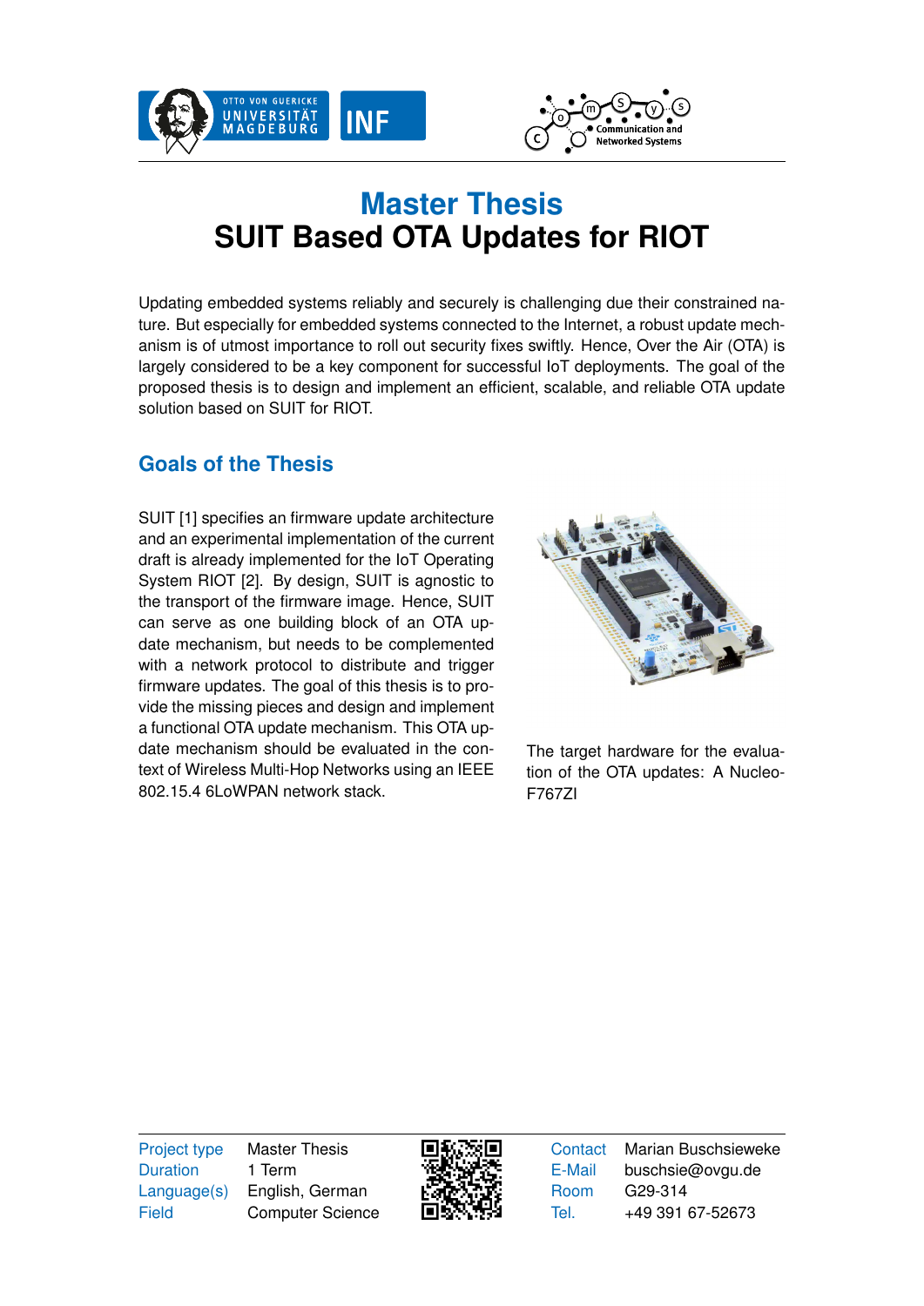# Master Thesis
# SUIT Based OTA Updates for RIOT

Updating embedded systems reliably and securely is challenging due their constrained nature. But especially for embedded systems connected to the Internet, a robust update mechanism is of utmost importance to roll out security fixes swiftly. Hence, Over the Air (OTA) is largely considered to be a key component for successful IoT deployments. The goal of the proposed thesis is to design and implement an efficient, scalable, and reliable OTA update solution based on SUIT for RIOT.

## Goals of the Thesis

SUIT [1] specifies an firmware update architecture and an experimental implementation of the current draft is already implemented for the IoT Operating System RIOT [2]. By design, SUIT is agnostic to the transport of the firmware image. Hence, SUIT can serve as one building block of an OTA update mechanism, but needs to be complemented with a network protocol to distribute and trigger firmware updates. The goal of this thesis is to provide the missing pieces and design and implement a functional OTA update mechanism. This OTA update mechanism should be evaluated in the context of Wireless Multi-Hop Networks using an IEEE 802.15.4 6LoWPAN network stack.

The target hardware for the evaluation of the OTA updates: A Nucleo-F767ZI

| | |
|---|---|
| Project type | Master Thesis |
| Duration | 1 Term |
| Language(s) | English, German |
| Field | Computer Science |

| | |
|---|---|
| Contact | Marian Buschsieweke |
| E-Mail | buschsie@ovgu.de |
| Room | G29-314 |
| Tel. | +49 391 67-52673 |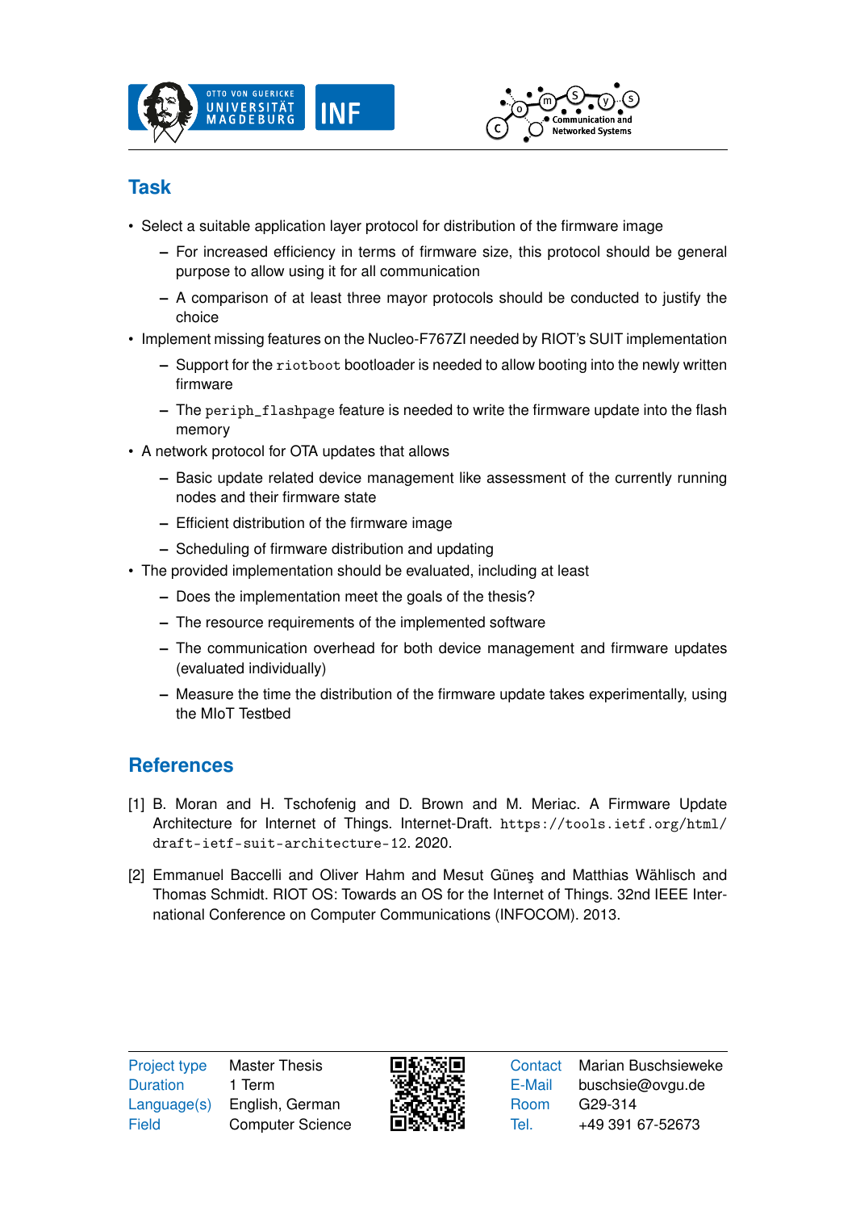## Task

- Select a suitable application layer protocol for distribution of the firmware image
  - For increased efficiency in terms of firmware size, this protocol should be general purpose to allow using it for all communication
  - A comparison of at least three mayor protocols should be conducted to justify the choice
- Implement missing features on the Nucleo-F767ZI needed by RIOT's SUIT implementation
  - Support for the `riotboot` bootloader is needed to allow booting into the newly written firmware
  - The `periph_flashpage` feature is needed to write the firmware update into the flash memory
- A network protocol for OTA updates that allows
  - Basic update related device management like assessment of the currently running nodes and their firmware state
  - Efficient distribution of the firmware image
  - Scheduling of firmware distribution and updating
- The provided implementation should be evaluated, including at least
  - Does the implementation meet the goals of the thesis?
  - The resource requirements of the implemented software
  - The communication overhead for both device management and firmware updates (evaluated individually)
  - Measure the time the distribution of the firmware update takes experimentally, using the MIoT Testbed

## References

[1] B. Moran and H. Tschofenig and D. Brown and M. Meriac. A Firmware Update Architecture for Internet of Things. Internet-Draft. `https://tools.ietf.org/html/draft-ietf-suit-architecture-12`. 2020.

[2] Emmanuel Baccelli and Oliver Hahm and Mesut Güneş and Matthias Wählisch and Thomas Schmidt. RIOT OS: Towards an OS for the Internet of Things. 32nd IEEE International Conference on Computer Communications (INFOCOM). 2013.

| | | | |
|---|---|---|---|
| Project type | Master Thesis | Contact | Marian Buschsieweke |
| Duration | 1 Term | E-Mail | buschsie@ovgu.de |
| Language(s) | English, German | Room | G29-314 |
| Field | Computer Science | Tel. | +49 391 67-52673 |